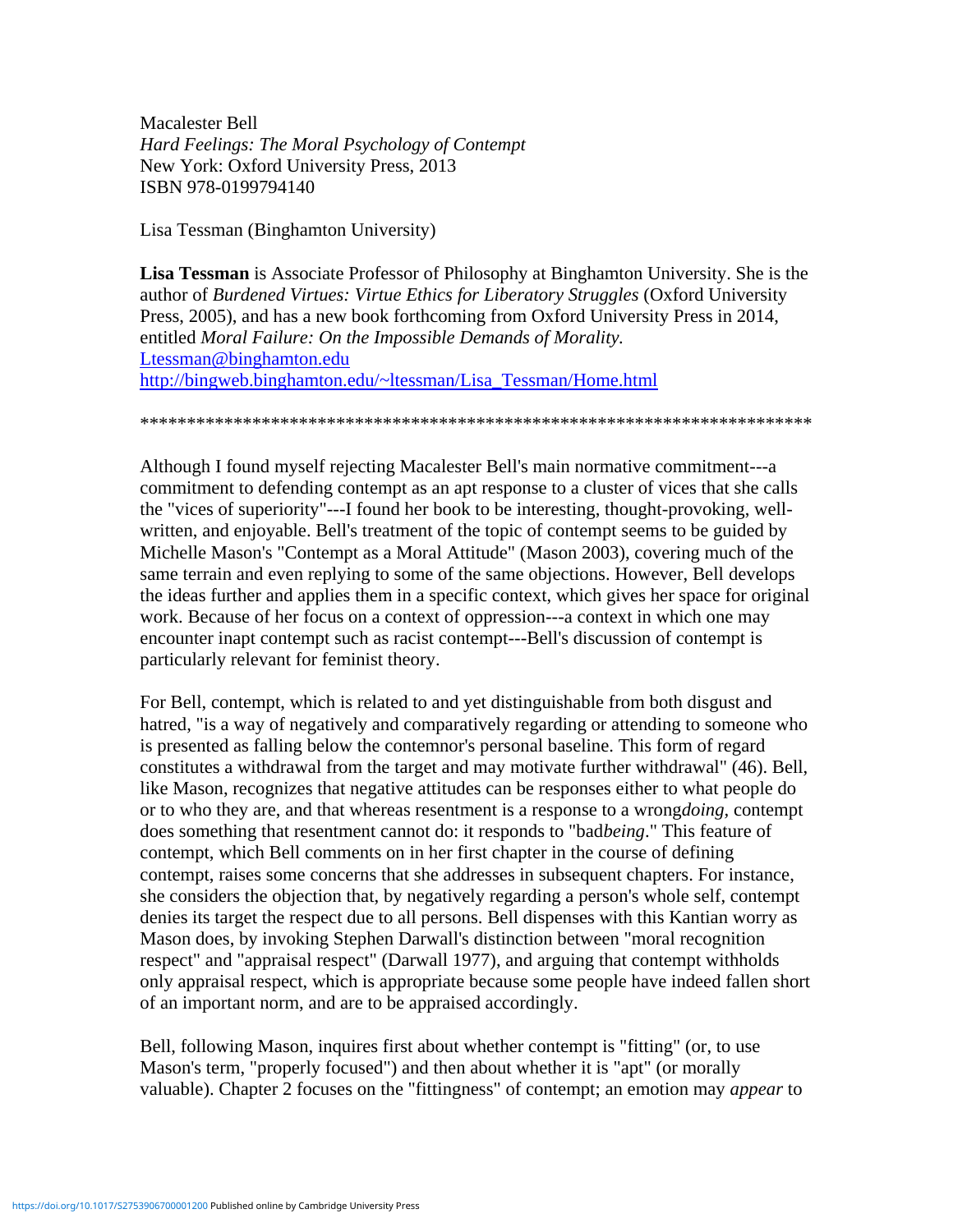Macalester Bell
*Hard Feelings: The Moral Psychology of Contempt*
New York: Oxford University Press, 2013
ISBN 978-0199794140

Lisa Tessman (Binghamton University)

**Lisa Tessman** is Associate Professor of Philosophy at Binghamton University. She is the author of *Burdened Virtues: Virtue Ethics for Liberatory Struggles* (Oxford University Press, 2005), and has a new book forthcoming from Oxford University Press in 2014, entitled *Moral Failure: On the Impossible Demands of Morality.*
Ltessman@binghamton.edu
http://bingweb.binghamton.edu/~ltessman/Lisa_Tessman/Home.html

*************************************************************************

Although I found myself rejecting Macalester Bell's main normative commitment---a commitment to defending contempt as an apt response to a cluster of vices that she calls the "vices of superiority"---I found her book to be interesting, thought-provoking, well-written, and enjoyable. Bell's treatment of the topic of contempt seems to be guided by Michelle Mason's "Contempt as a Moral Attitude" (Mason 2003), covering much of the same terrain and even replying to some of the same objections. However, Bell develops the ideas further and applies them in a specific context, which gives her space for original work. Because of her focus on a context of oppression---a context in which one may encounter inapt contempt such as racist contempt---Bell's discussion of contempt is particularly relevant for feminist theory.

For Bell, contempt, which is related to and yet distinguishable from both disgust and hatred, "is a way of negatively and comparatively regarding or attending to someone who is presented as falling below the contemnor's personal baseline. This form of regard constitutes a withdrawal from the target and may motivate further withdrawal" (46). Bell, like Mason, recognizes that negative attitudes can be responses either to what people do or to who they are, and that whereas resentment is a response to a wrong*doing*, contempt does something that resentment cannot do: it responds to "bad*being*." This feature of contempt, which Bell comments on in her first chapter in the course of defining contempt, raises some concerns that she addresses in subsequent chapters. For instance, she considers the objection that, by negatively regarding a person's whole self, contempt denies its target the respect due to all persons. Bell dispenses with this Kantian worry as Mason does, by invoking Stephen Darwall's distinction between "moral recognition respect" and "appraisal respect" (Darwall 1977), and arguing that contempt withholds only appraisal respect, which is appropriate because some people have indeed fallen short of an important norm, and are to be appraised accordingly.

Bell, following Mason, inquires first about whether contempt is "fitting" (or, to use Mason's term, "properly focused") and then about whether it is "apt" (or morally valuable). Chapter 2 focuses on the "fittingness" of contempt; an emotion may *appear* to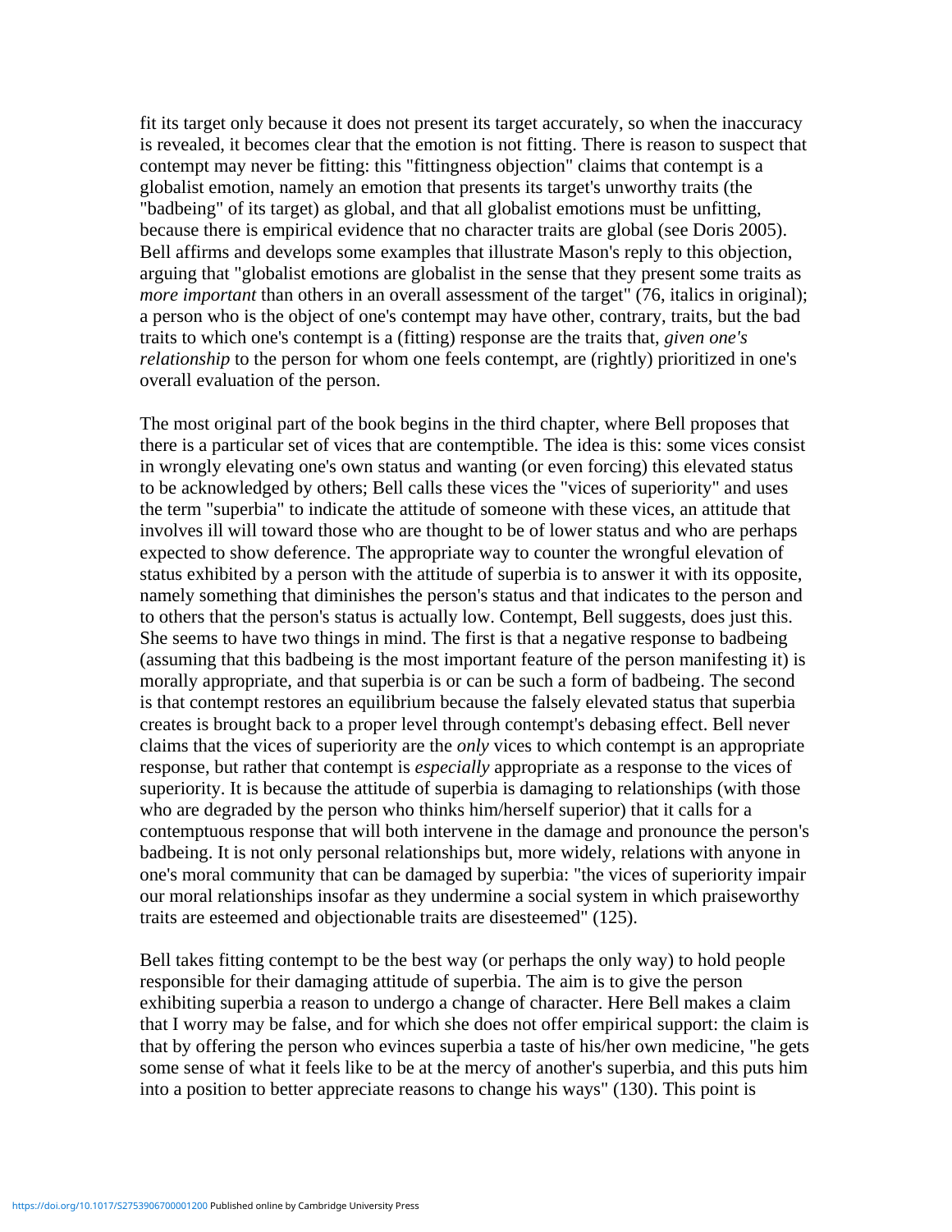fit its target only because it does not present its target accurately, so when the inaccuracy is revealed, it becomes clear that the emotion is not fitting. There is reason to suspect that contempt may never be fitting: this "fittingness objection" claims that contempt is a globalist emotion, namely an emotion that presents its target's unworthy traits (the "badbeing" of its target) as global, and that all globalist emotions must be unfitting, because there is empirical evidence that no character traits are global (see Doris 2005). Bell affirms and develops some examples that illustrate Mason's reply to this objection, arguing that "globalist emotions are globalist in the sense that they present some traits as *more important* than others in an overall assessment of the target" (76, italics in original); a person who is the object of one's contempt may have other, contrary, traits, but the bad traits to which one's contempt is a (fitting) response are the traits that, *given one's relationship* to the person for whom one feels contempt, are (rightly) prioritized in one's overall evaluation of the person.

The most original part of the book begins in the third chapter, where Bell proposes that there is a particular set of vices that are contemptible. The idea is this: some vices consist in wrongly elevating one's own status and wanting (or even forcing) this elevated status to be acknowledged by others; Bell calls these vices the "vices of superiority" and uses the term "superbia" to indicate the attitude of someone with these vices, an attitude that involves ill will toward those who are thought to be of lower status and who are perhaps expected to show deference. The appropriate way to counter the wrongful elevation of status exhibited by a person with the attitude of superbia is to answer it with its opposite, namely something that diminishes the person's status and that indicates to the person and to others that the person's status is actually low. Contempt, Bell suggests, does just this. She seems to have two things in mind. The first is that a negative response to badbeing (assuming that this badbeing is the most important feature of the person manifesting it) is morally appropriate, and that superbia is or can be such a form of badbeing. The second is that contempt restores an equilibrium because the falsely elevated status that superbia creates is brought back to a proper level through contempt's debasing effect. Bell never claims that the vices of superiority are the *only* vices to which contempt is an appropriate response, but rather that contempt is *especially* appropriate as a response to the vices of superiority. It is because the attitude of superbia is damaging to relationships (with those who are degraded by the person who thinks him/herself superior) that it calls for a contemptuous response that will both intervene in the damage and pronounce the person's badbeing. It is not only personal relationships but, more widely, relations with anyone in one's moral community that can be damaged by superbia: "the vices of superiority impair our moral relationships insofar as they undermine a social system in which praiseworthy traits are esteemed and objectionable traits are disesteemed" (125).

Bell takes fitting contempt to be the best way (or perhaps the only way) to hold people responsible for their damaging attitude of superbia. The aim is to give the person exhibiting superbia a reason to undergo a change of character. Here Bell makes a claim that I worry may be false, and for which she does not offer empirical support: the claim is that by offering the person who evinces superbia a taste of his/her own medicine, "he gets some sense of what it feels like to be at the mercy of another's superbia, and this puts him into a position to better appreciate reasons to change his ways" (130). This point is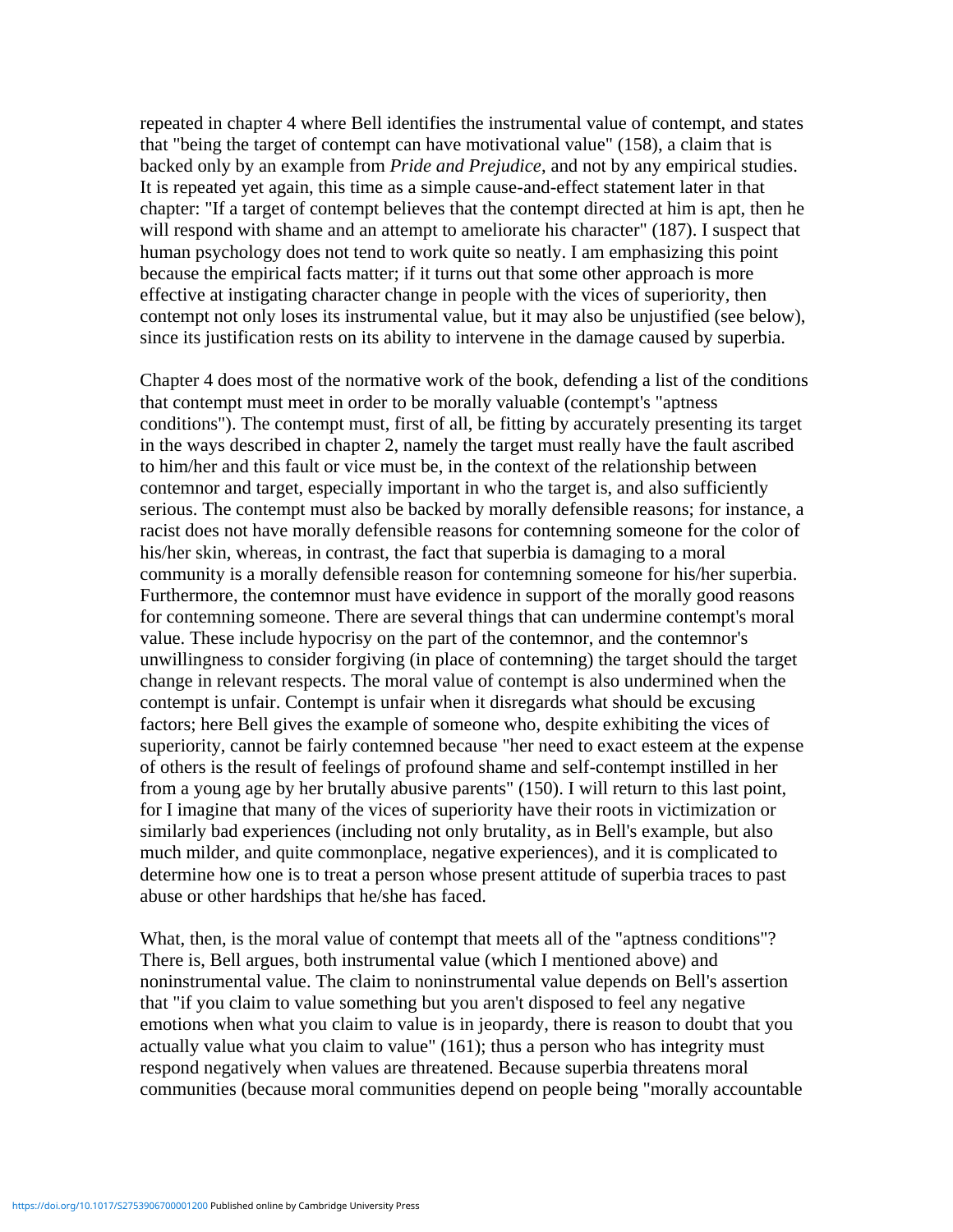repeated in chapter 4 where Bell identifies the instrumental value of contempt, and states that "being the target of contempt can have motivational value" (158), a claim that is backed only by an example from *Pride and Prejudice*, and not by any empirical studies. It is repeated yet again, this time as a simple cause-and-effect statement later in that chapter: "If a target of contempt believes that the contempt directed at him is apt, then he will respond with shame and an attempt to ameliorate his character" (187). I suspect that human psychology does not tend to work quite so neatly. I am emphasizing this point because the empirical facts matter; if it turns out that some other approach is more effective at instigating character change in people with the vices of superiority, then contempt not only loses its instrumental value, but it may also be unjustified (see below), since its justification rests on its ability to intervene in the damage caused by superbia.

Chapter 4 does most of the normative work of the book, defending a list of the conditions that contempt must meet in order to be morally valuable (contempt's "aptness conditions"). The contempt must, first of all, be fitting by accurately presenting its target in the ways described in chapter 2, namely the target must really have the fault ascribed to him/her and this fault or vice must be, in the context of the relationship between contemnor and target, especially important in who the target is, and also sufficiently serious. The contempt must also be backed by morally defensible reasons; for instance, a racist does not have morally defensible reasons for contemning someone for the color of his/her skin, whereas, in contrast, the fact that superbia is damaging to a moral community is a morally defensible reason for contemning someone for his/her superbia. Furthermore, the contemnor must have evidence in support of the morally good reasons for contemning someone. There are several things that can undermine contempt's moral value. These include hypocrisy on the part of the contemnor, and the contemnor's unwillingness to consider forgiving (in place of contemning) the target should the target change in relevant respects. The moral value of contempt is also undermined when the contempt is unfair. Contempt is unfair when it disregards what should be excusing factors; here Bell gives the example of someone who, despite exhibiting the vices of superiority, cannot be fairly contemned because "her need to exact esteem at the expense of others is the result of feelings of profound shame and self-contempt instilled in her from a young age by her brutally abusive parents" (150). I will return to this last point, for I imagine that many of the vices of superiority have their roots in victimization or similarly bad experiences (including not only brutality, as in Bell's example, but also much milder, and quite commonplace, negative experiences), and it is complicated to determine how one is to treat a person whose present attitude of superbia traces to past abuse or other hardships that he/she has faced.

What, then, is the moral value of contempt that meets all of the "aptness conditions"? There is, Bell argues, both instrumental value (which I mentioned above) and noninstrumental value. The claim to noninstrumental value depends on Bell's assertion that "if you claim to value something but you aren't disposed to feel any negative emotions when what you claim to value is in jeopardy, there is reason to doubt that you actually value what you claim to value" (161); thus a person who has integrity must respond negatively when values are threatened. Because superbia threatens moral communities (because moral communities depend on people being "morally accountable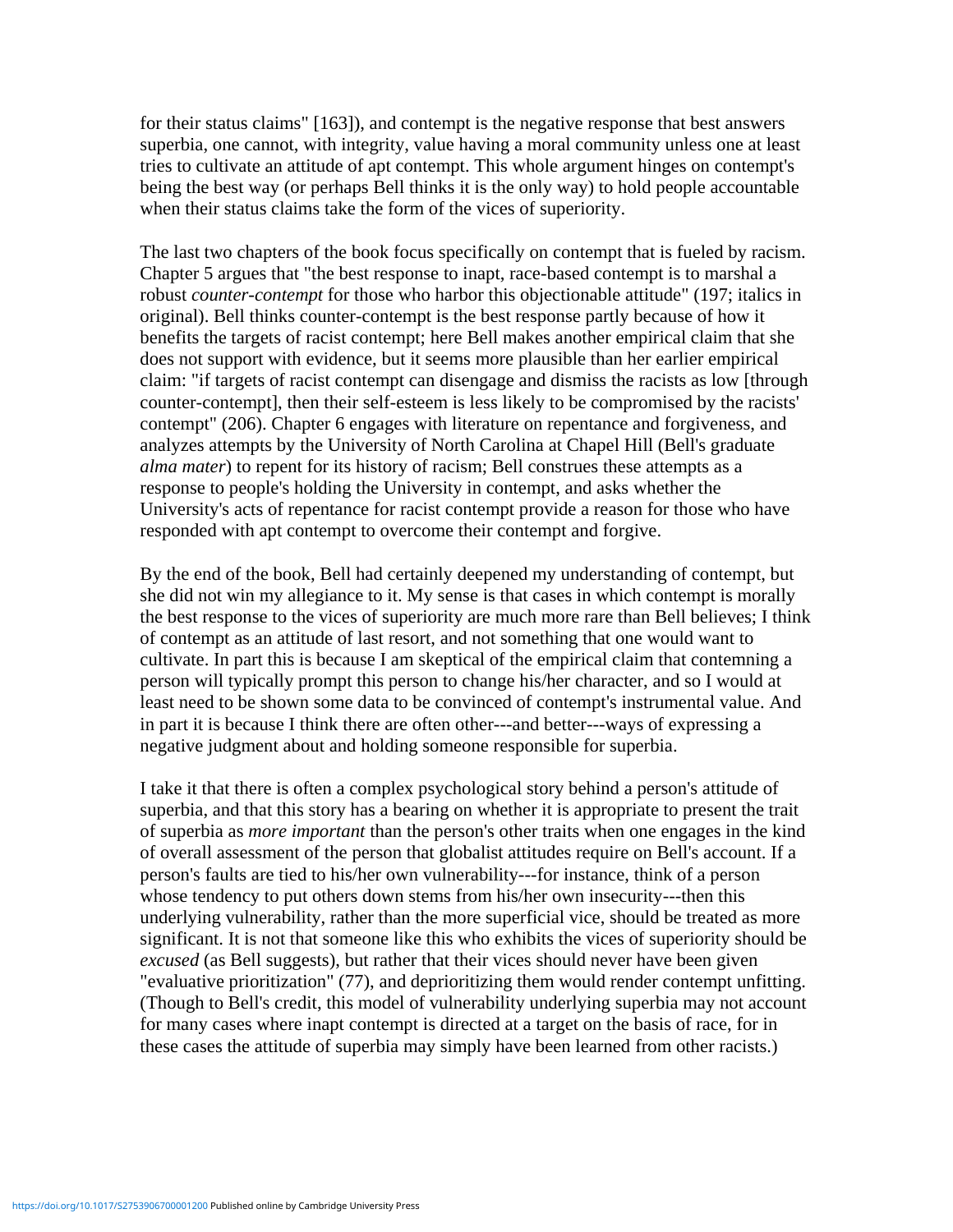for their status claims" [163]), and contempt is the negative response that best answers superbia, one cannot, with integrity, value having a moral community unless one at least tries to cultivate an attitude of apt contempt. This whole argument hinges on contempt's being the best way (or perhaps Bell thinks it is the only way) to hold people accountable when their status claims take the form of the vices of superiority.

The last two chapters of the book focus specifically on contempt that is fueled by racism. Chapter 5 argues that "the best response to inapt, race-based contempt is to marshal a robust *counter-contempt* for those who harbor this objectionable attitude" (197; italics in original). Bell thinks counter-contempt is the best response partly because of how it benefits the targets of racist contempt; here Bell makes another empirical claim that she does not support with evidence, but it seems more plausible than her earlier empirical claim: "if targets of racist contempt can disengage and dismiss the racists as low [through counter-contempt], then their self-esteem is less likely to be compromised by the racists' contempt" (206). Chapter 6 engages with literature on repentance and forgiveness, and analyzes attempts by the University of North Carolina at Chapel Hill (Bell's graduate *alma mater*) to repent for its history of racism; Bell construes these attempts as a response to people's holding the University in contempt, and asks whether the University's acts of repentance for racist contempt provide a reason for those who have responded with apt contempt to overcome their contempt and forgive.

By the end of the book, Bell had certainly deepened my understanding of contempt, but she did not win my allegiance to it. My sense is that cases in which contempt is morally the best response to the vices of superiority are much more rare than Bell believes; I think of contempt as an attitude of last resort, and not something that one would want to cultivate. In part this is because I am skeptical of the empirical claim that contemning a person will typically prompt this person to change his/her character, and so I would at least need to be shown some data to be convinced of contempt's instrumental value. And in part it is because I think there are often other---and better---ways of expressing a negative judgment about and holding someone responsible for superbia.

I take it that there is often a complex psychological story behind a person's attitude of superbia, and that this story has a bearing on whether it is appropriate to present the trait of superbia as *more important* than the person's other traits when one engages in the kind of overall assessment of the person that globalist attitudes require on Bell's account. If a person's faults are tied to his/her own vulnerability---for instance, think of a person whose tendency to put others down stems from his/her own insecurity---then this underlying vulnerability, rather than the more superficial vice, should be treated as more significant. It is not that someone like this who exhibits the vices of superiority should be *excused* (as Bell suggests), but rather that their vices should never have been given "evaluative prioritization" (77), and deprioritizing them would render contempt unfitting. (Though to Bell's credit, this model of vulnerability underlying superbia may not account for many cases where inapt contempt is directed at a target on the basis of race, for in these cases the attitude of superbia may simply have been learned from other racists.)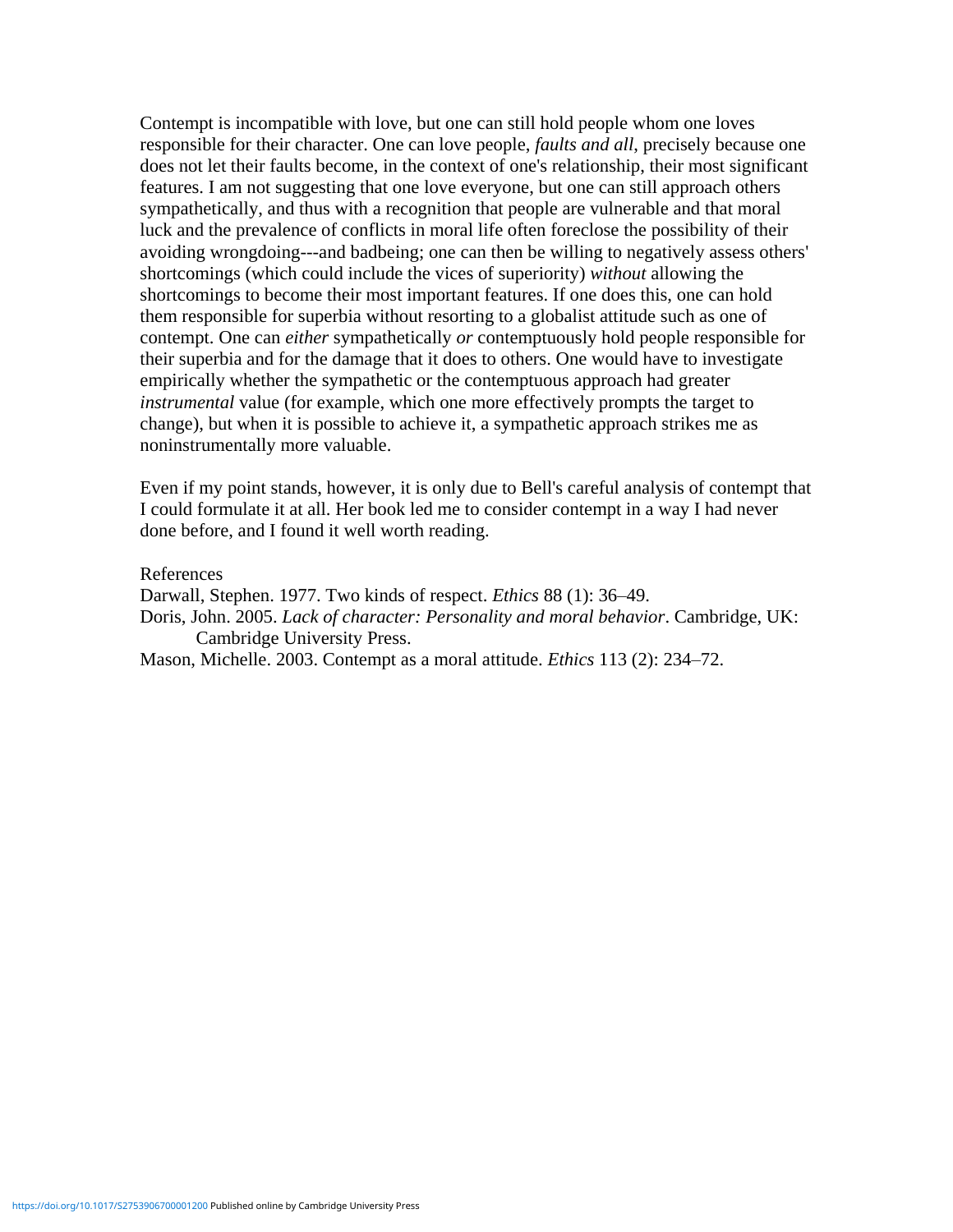Contempt is incompatible with love, but one can still hold people whom one loves responsible for their character. One can love people, *faults and all*, precisely because one does not let their faults become, in the context of one's relationship, their most significant features. I am not suggesting that one love everyone, but one can still approach others sympathetically, and thus with a recognition that people are vulnerable and that moral luck and the prevalence of conflicts in moral life often foreclose the possibility of their avoiding wrongdoing---and badbeing; one can then be willing to negatively assess others' shortcomings (which could include the vices of superiority) *without* allowing the shortcomings to become their most important features. If one does this, one can hold them responsible for superbia without resorting to a globalist attitude such as one of contempt. One can *either* sympathetically *or* contemptuously hold people responsible for their superbia and for the damage that it does to others. One would have to investigate empirically whether the sympathetic or the contemptuous approach had greater *instrumental* value (for example, which one more effectively prompts the target to change), but when it is possible to achieve it, a sympathetic approach strikes me as noninstrumentally more valuable.

Even if my point stands, however, it is only due to Bell's careful analysis of contempt that I could formulate it at all. Her book led me to consider contempt in a way I had never done before, and I found it well worth reading.

References

Darwall, Stephen. 1977. Two kinds of respect. *Ethics* 88 (1): 36–49.

Doris, John. 2005. *Lack of character: Personality and moral behavior*. Cambridge, UK: Cambridge University Press.

Mason, Michelle. 2003. Contempt as a moral attitude. *Ethics* 113 (2): 234–72.